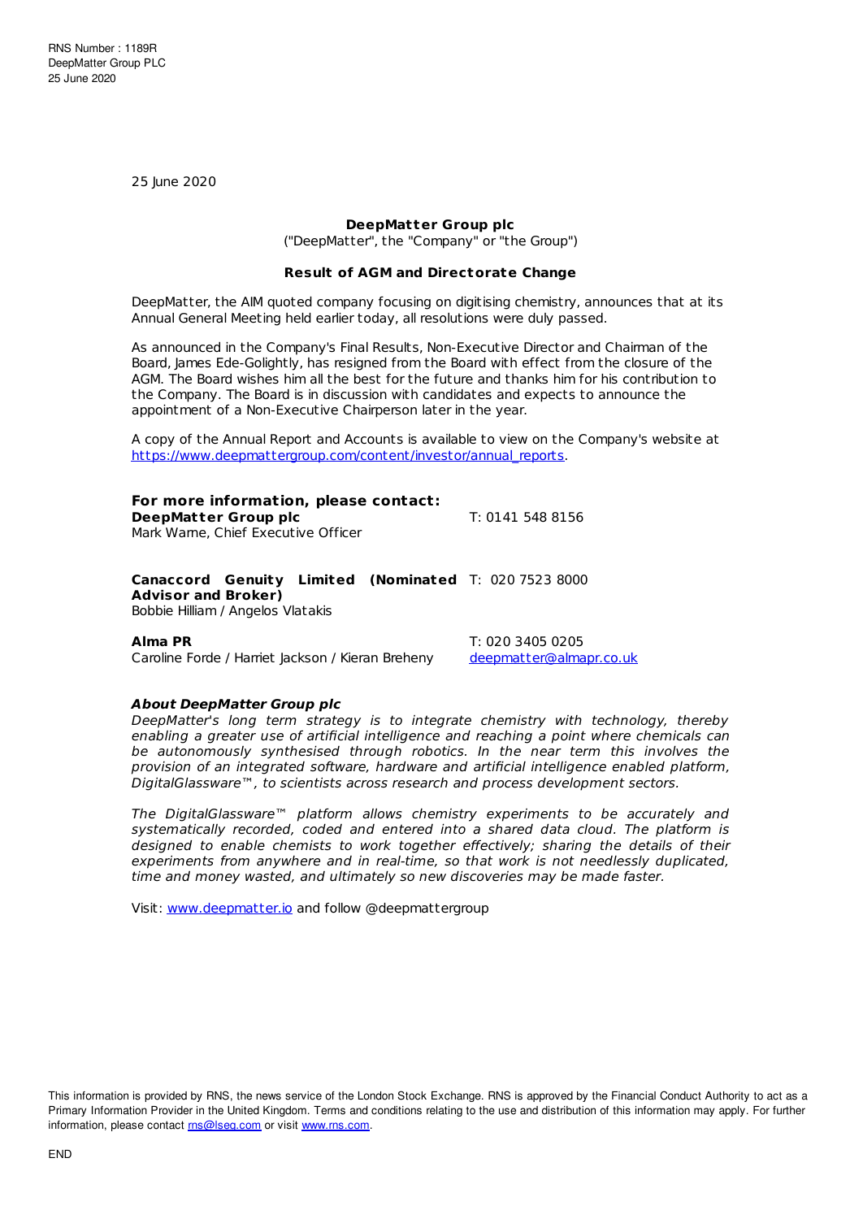RNS Number : 1189R
DeepMatter Group PLC
25 June 2020

25 June 2020

**DeepMatter Group plc**

("DeepMatter", the "Company" or "the Group")

**Result of AGM and Directorate Change**

DeepMatter, the AIM quoted company focusing on digitising chemistry, announces that at its Annual General Meeting held earlier today, all resolutions were duly passed.

As announced in the Company's Final Results, Non-Executive Director and Chairman of the Board, James Ede-Golightly, has resigned from the Board with effect from the closure of the AGM. The Board wishes him all the best for the future and thanks him for his contribution to the Company. The Board is in discussion with candidates and expects to announce the appointment of a Non-Executive Chairperson later in the year.

A copy of the Annual Report and Accounts is available to view on the Company's website at https://www.deepmattergroup.com/content/investor/annual_reports.

**For more information, please contact:**

| | |
|---|---|
| **DeepMatter Group plc**<br>Mark Warne, Chief Executive Officer | T: 0141 548 8156 |
| **Canaccord Genuity Limited (Nominated Advisor and Broker)**<br>Bobbie Hilliam / Angelos Vlatakis | T: 020 7523 8000 |
| **Alma PR**<br>Caroline Forde / Harriet Jackson / Kieran Breheny | T: 020 3405 0205<br>deepmatter@almapr.co.uk |

***About DeepMatter Group plc***

*DeepMatter's long term strategy is to integrate chemistry with technology, thereby enabling a greater use of artificial intelligence and reaching a point where chemicals can be autonomously synthesised through robotics. In the near term this involves the provision of an integrated software, hardware and artificial intelligence enabled platform, DigitalGlassware™, to scientists across research and process development sectors.*

*The DigitalGlassware™ platform allows chemistry experiments to be accurately and systematically recorded, coded and entered into a shared data cloud. The platform is designed to enable chemists to work together effectively; sharing the details of their experiments from anywhere and in real-time, so that work is not needlessly duplicated, time and money wasted, and ultimately so new discoveries may be made faster.*

Visit: www.deepmatter.io and follow @deepmattergroup

This information is provided by RNS, the news service of the London Stock Exchange. RNS is approved by the Financial Conduct Authority to act as a Primary Information Provider in the United Kingdom. Terms and conditions relating to the use and distribution of this information may apply. For further information, please contact rns@lseg.com or visit www.rns.com.

END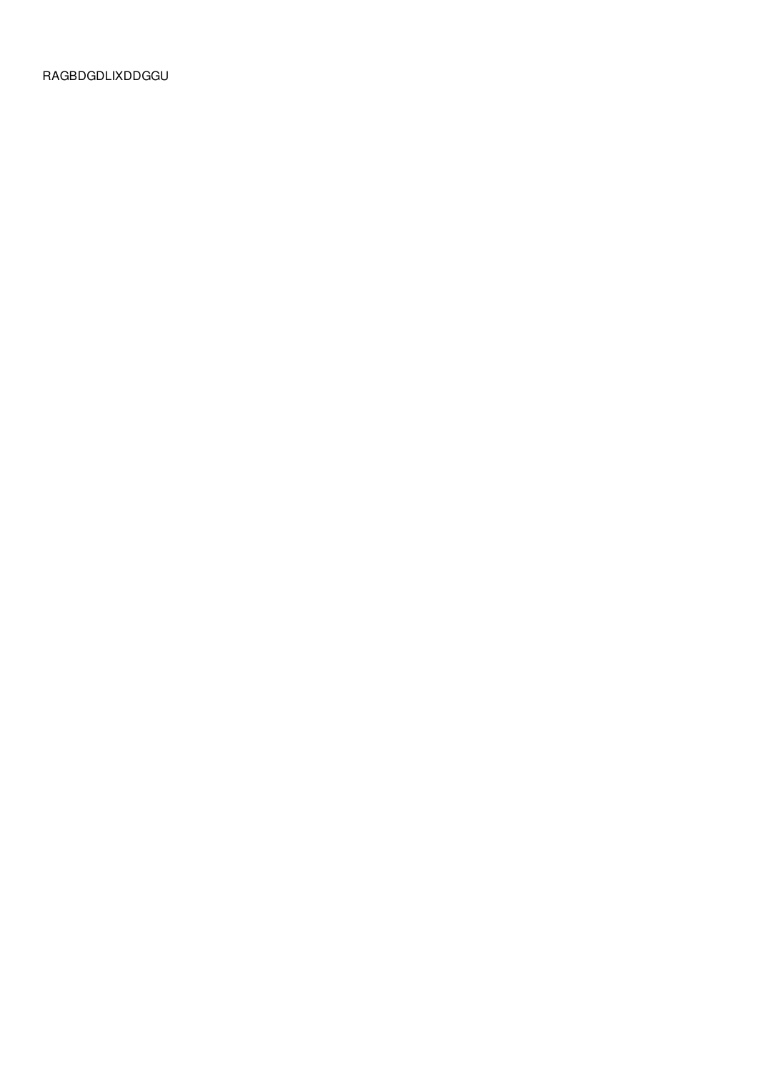RAGBDGDLIXDDGGU